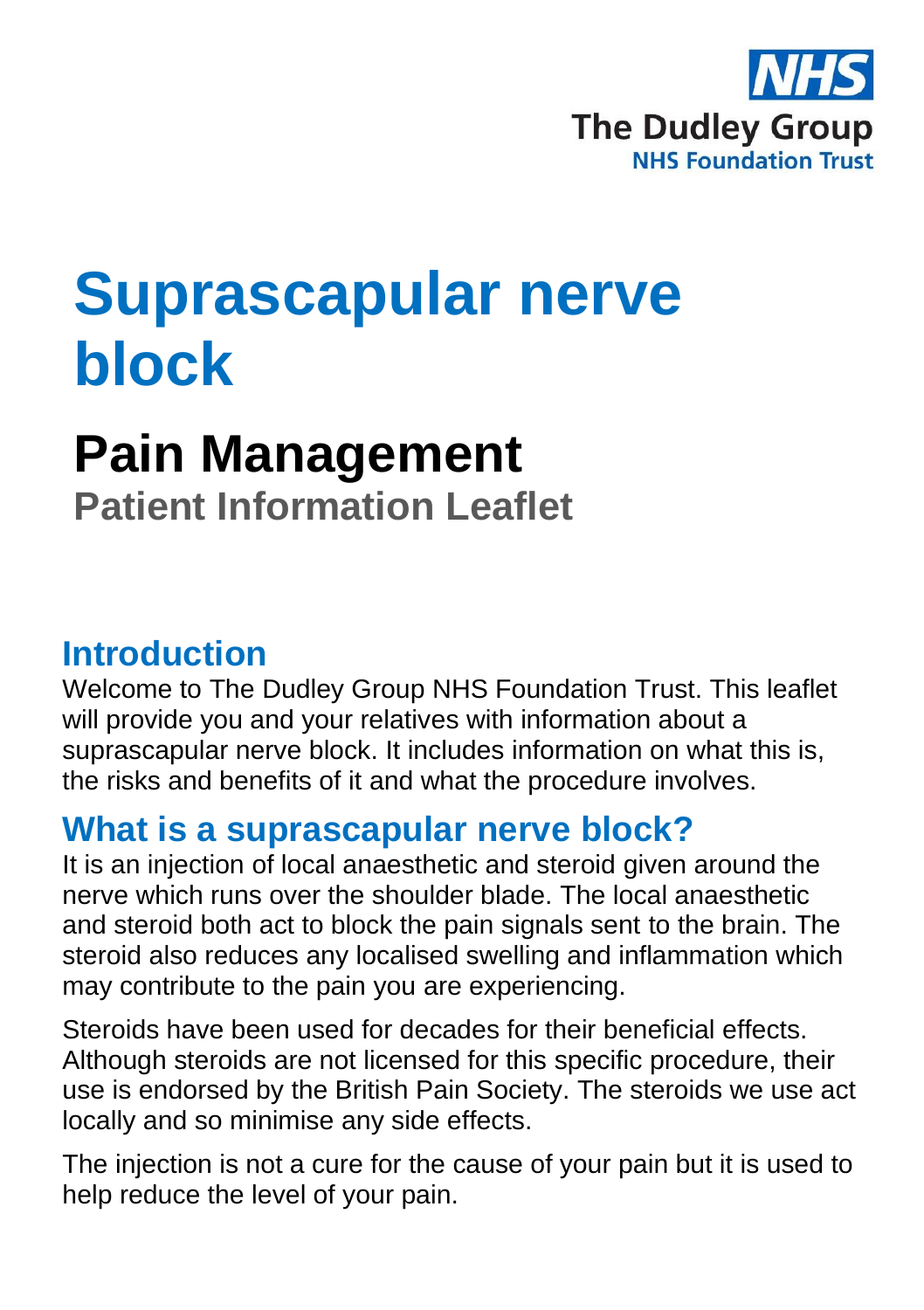The Dudley Group
NHS Foundation Trust

# Suprascapular nerve block

## Pain Management

**Patient Information Leaflet**

## Introduction

Welcome to The Dudley Group NHS Foundation Trust. This leaflet will provide you and your relatives with information about a suprascapular nerve block. It includes information on what this is, the risks and benefits of it and what the procedure involves.

## What is a suprascapular nerve block?

It is an injection of local anaesthetic and steroid given around the nerve which runs over the shoulder blade. The local anaesthetic and steroid both act to block the pain signals sent to the brain. The steroid also reduces any localised swelling and inflammation which may contribute to the pain you are experiencing.

Steroids have been used for decades for their beneficial effects. Although steroids are not licensed for this specific procedure, their use is endorsed by the British Pain Society. The steroids we use act locally and so minimise any side effects.

The injection is not a cure for the cause of your pain but it is used to help reduce the level of your pain.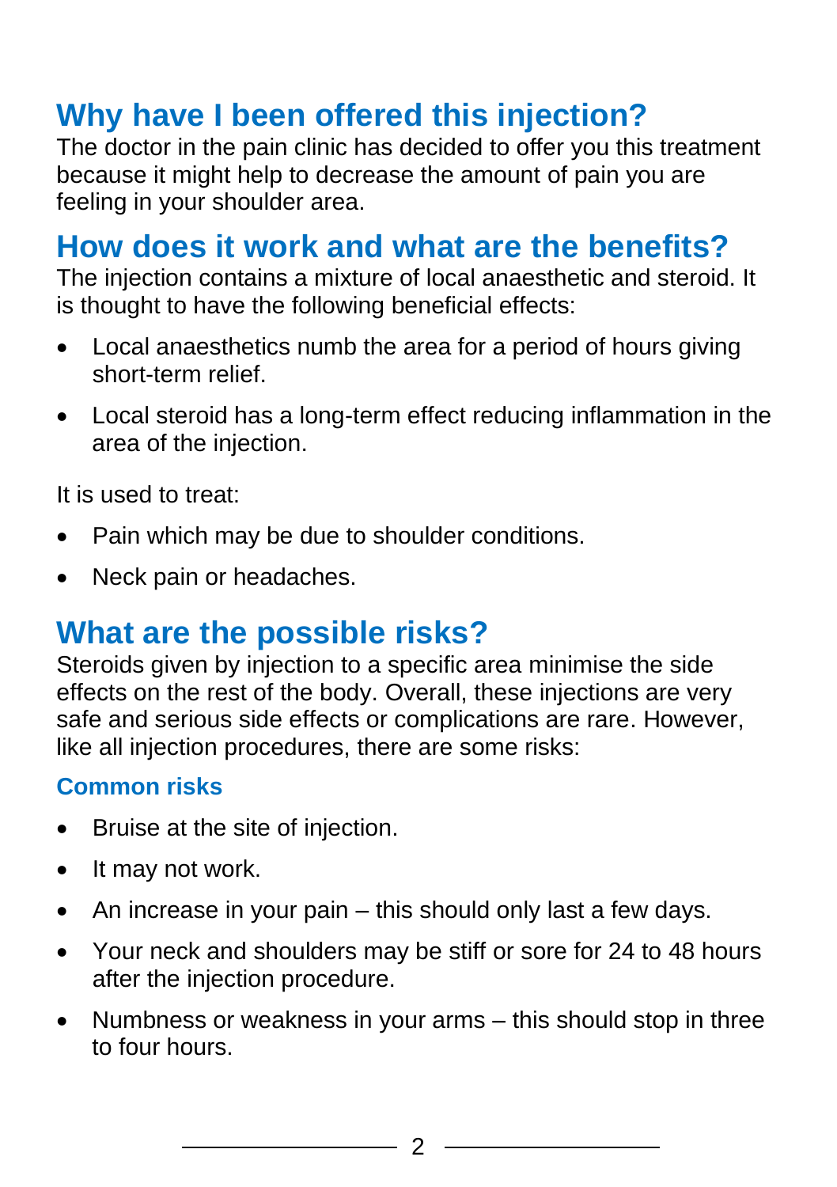## Why have I been offered this injection?

The doctor in the pain clinic has decided to offer you this treatment because it might help to decrease the amount of pain you are feeling in your shoulder area.

## How does it work and what are the benefits?

The injection contains a mixture of local anaesthetic and steroid. It is thought to have the following beneficial effects:

- Local anaesthetics numb the area for a period of hours giving short-term relief.
- Local steroid has a long-term effect reducing inflammation in the area of the injection.

It is used to treat:

- Pain which may be due to shoulder conditions.
- Neck pain or headaches.

## What are the possible risks?

Steroids given by injection to a specific area minimise the side effects on the rest of the body. Overall, these injections are very safe and serious side effects or complications are rare. However, like all injection procedures, there are some risks:

### Common risks

- Bruise at the site of injection.
- It may not work.
- An increase in your pain – this should only last a few days.
- Your neck and shoulders may be stiff or sore for 24 to 48 hours after the injection procedure.
- Numbness or weakness in your arms – this should stop in three to four hours.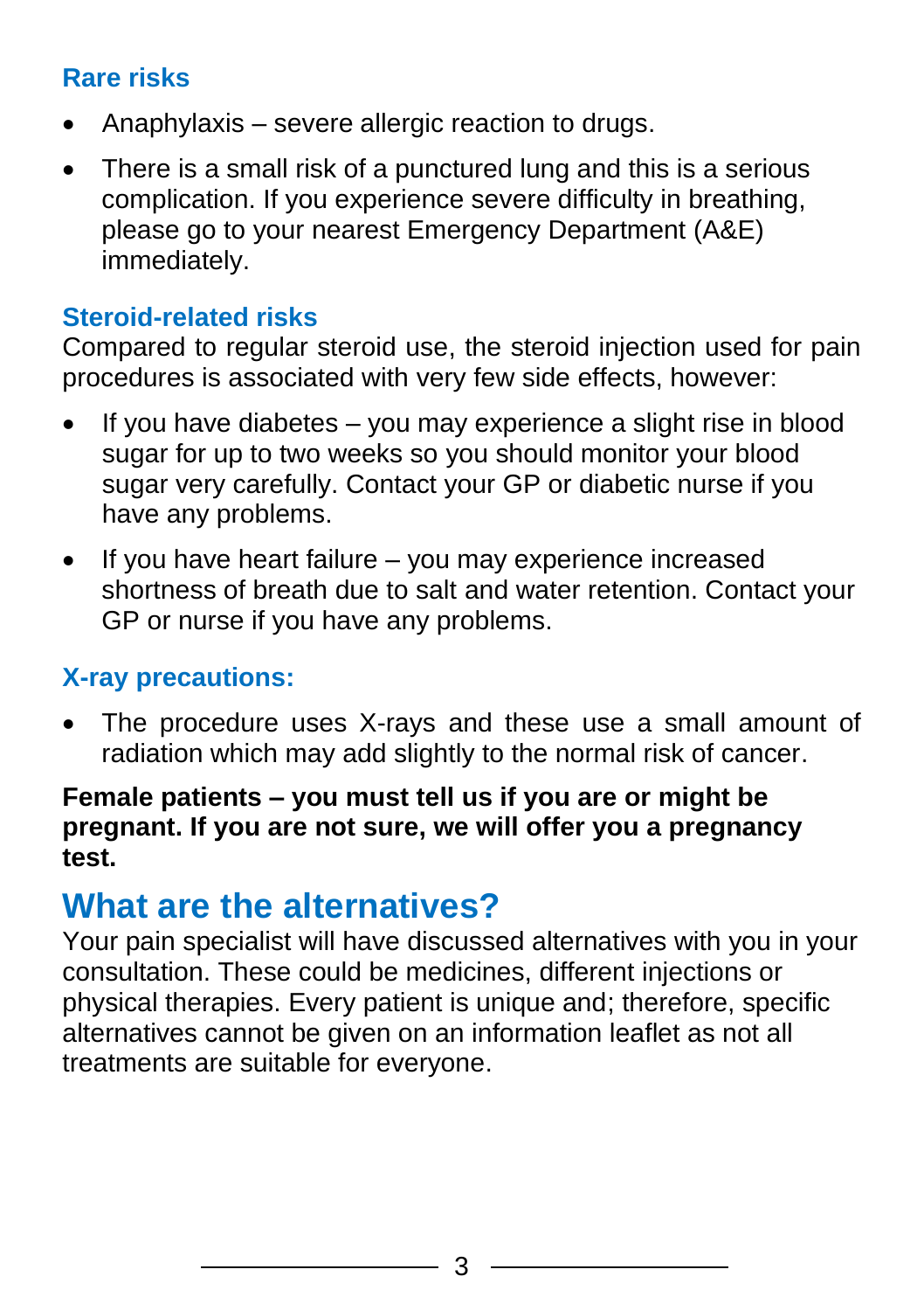### Rare risks

- Anaphylaxis – severe allergic reaction to drugs.
- There is a small risk of a punctured lung and this is a serious complication. If you experience severe difficulty in breathing, please go to your nearest Emergency Department (A&E) immediately.

### Steroid-related risks

Compared to regular steroid use, the steroid injection used for pain procedures is associated with very few side effects, however:

- If you have diabetes – you may experience a slight rise in blood sugar for up to two weeks so you should monitor your blood sugar very carefully. Contact your GP or diabetic nurse if you have any problems.
- If you have heart failure – you may experience increased shortness of breath due to salt and water retention. Contact your GP or nurse if you have any problems.

### X-ray precautions:

- The procedure uses X-rays and these use a small amount of radiation which may add slightly to the normal risk of cancer.

**Female patients – you must tell us if you are or might be pregnant. If you are not sure, we will offer you a pregnancy test.**

## What are the alternatives?

Your pain specialist will have discussed alternatives with you in your consultation. These could be medicines, different injections or physical therapies. Every patient is unique and; therefore, specific alternatives cannot be given on an information leaflet as not all treatments are suitable for everyone.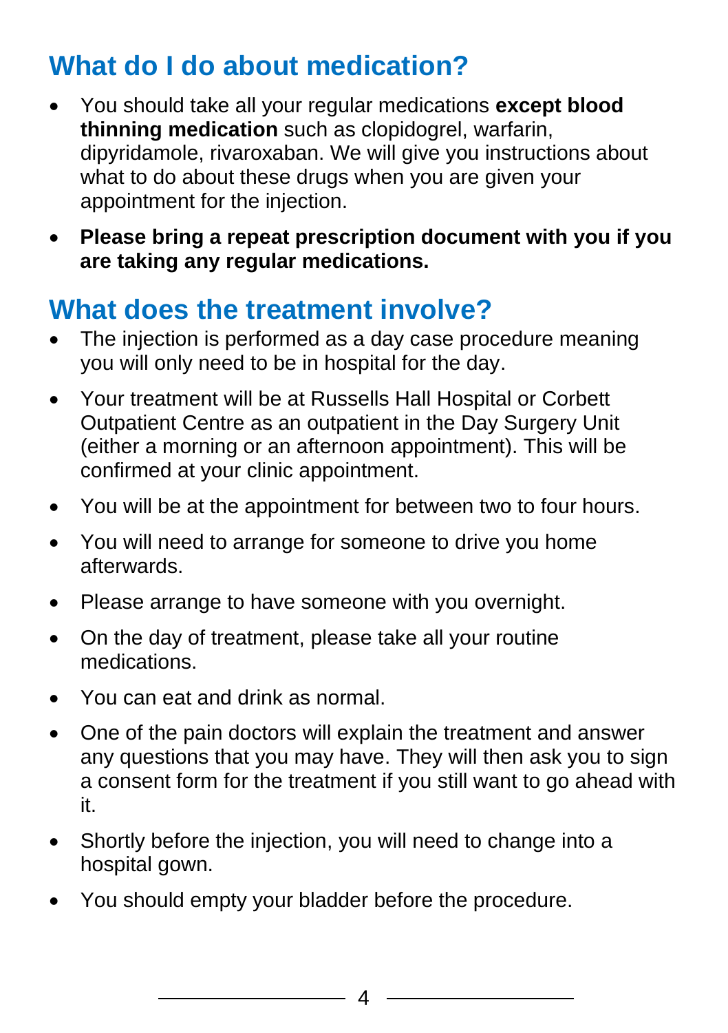## What do I do about medication?

- You should take all your regular medications **except blood thinning medication** such as clopidogrel, warfarin, dipyridamole, rivaroxaban. We will give you instructions about what to do about these drugs when you are given your appointment for the injection.
- **Please bring a repeat prescription document with you if you are taking any regular medications.**

## What does the treatment involve?

- The injection is performed as a day case procedure meaning you will only need to be in hospital for the day.
- Your treatment will be at Russells Hall Hospital or Corbett Outpatient Centre as an outpatient in the Day Surgery Unit (either a morning or an afternoon appointment). This will be confirmed at your clinic appointment.
- You will be at the appointment for between two to four hours.
- You will need to arrange for someone to drive you home afterwards.
- Please arrange to have someone with you overnight.
- On the day of treatment, please take all your routine medications.
- You can eat and drink as normal.
- One of the pain doctors will explain the treatment and answer any questions that you may have. They will then ask you to sign a consent form for the treatment if you still want to go ahead with it.
- Shortly before the injection, you will need to change into a hospital gown.
- You should empty your bladder before the procedure.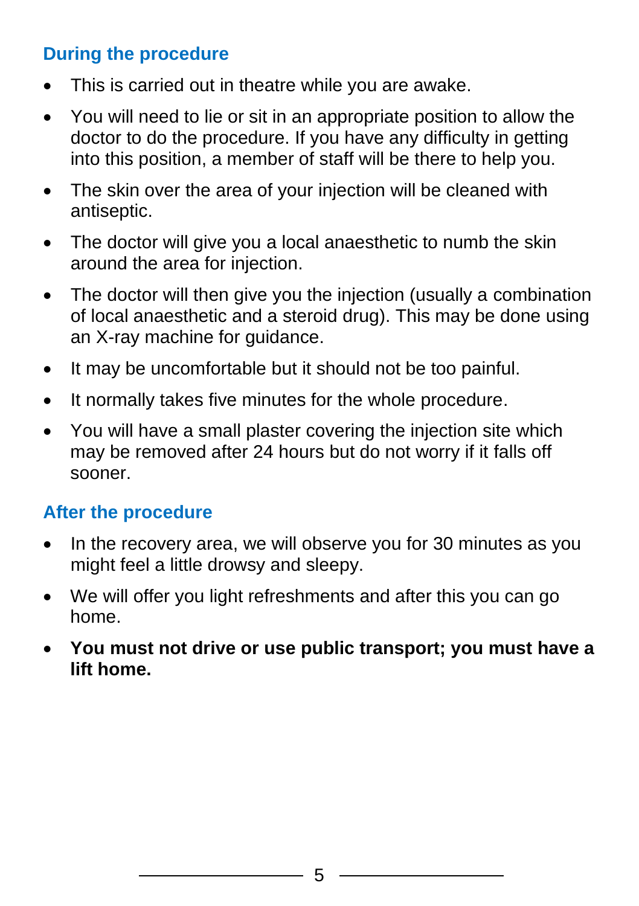## During the procedure

- This is carried out in theatre while you are awake.
- You will need to lie or sit in an appropriate position to allow the doctor to do the procedure. If you have any difficulty in getting into this position, a member of staff will be there to help you.
- The skin over the area of your injection will be cleaned with antiseptic.
- The doctor will give you a local anaesthetic to numb the skin around the area for injection.
- The doctor will then give you the injection (usually a combination of local anaesthetic and a steroid drug). This may be done using an X-ray machine for guidance.
- It may be uncomfortable but it should not be too painful.
- It normally takes five minutes for the whole procedure.
- You will have a small plaster covering the injection site which may be removed after 24 hours but do not worry if it falls off sooner.

## After the procedure

- In the recovery area, we will observe you for 30 minutes as you might feel a little drowsy and sleepy.
- We will offer you light refreshments and after this you can go home.
- **You must not drive or use public transport; you must have a lift home.**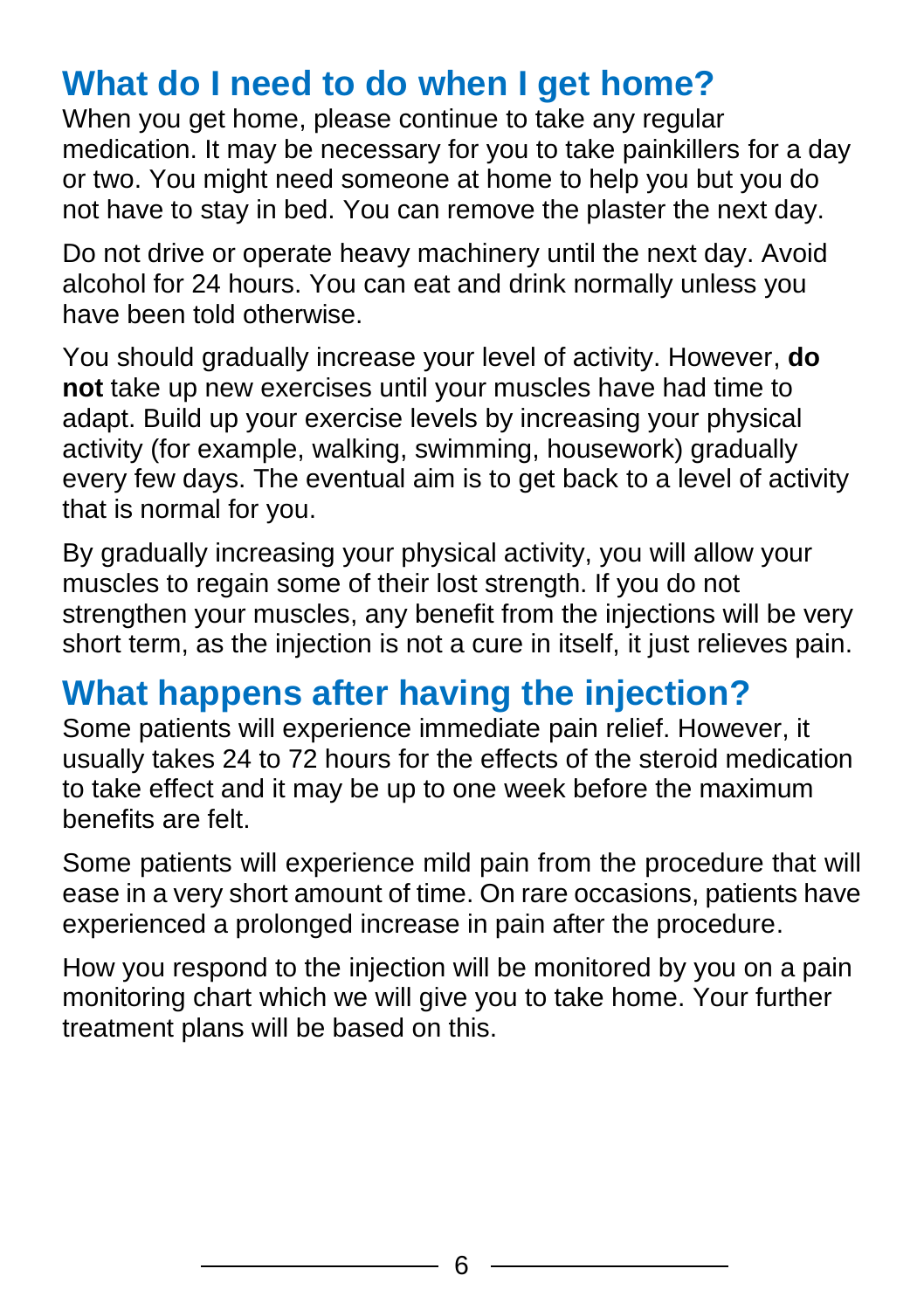## What do I need to do when I get home?

When you get home, please continue to take any regular medication. It may be necessary for you to take painkillers for a day or two. You might need someone at home to help you but you do not have to stay in bed. You can remove the plaster the next day.

Do not drive or operate heavy machinery until the next day. Avoid alcohol for 24 hours. You can eat and drink normally unless you have been told otherwise.

You should gradually increase your level of activity. However, **do not** take up new exercises until your muscles have had time to adapt. Build up your exercise levels by increasing your physical activity (for example, walking, swimming, housework) gradually every few days. The eventual aim is to get back to a level of activity that is normal for you.

By gradually increasing your physical activity, you will allow your muscles to regain some of their lost strength. If you do not strengthen your muscles, any benefit from the injections will be very short term, as the injection is not a cure in itself, it just relieves pain.

## What happens after having the injection?

Some patients will experience immediate pain relief. However, it usually takes 24 to 72 hours for the effects of the steroid medication to take effect and it may be up to one week before the maximum benefits are felt.

Some patients will experience mild pain from the procedure that will ease in a very short amount of time. On rare occasions, patients have experienced a prolonged increase in pain after the procedure.

How you respond to the injection will be monitored by you on a pain monitoring chart which we will give you to take home. Your further treatment plans will be based on this.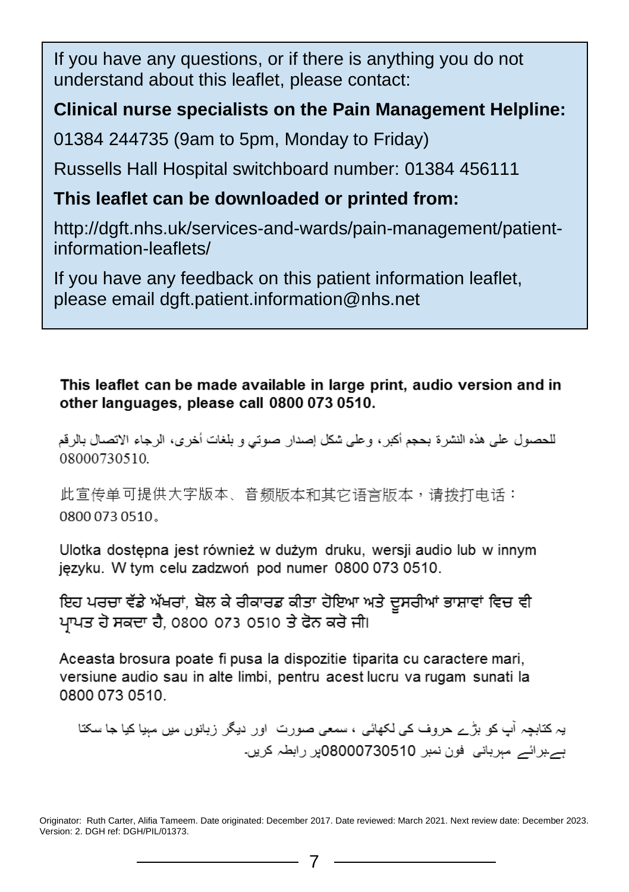If you have any questions, or if there is anything you do not understand about this leaflet, please contact:

**Clinical nurse specialists on the Pain Management Helpline:**

01384 244735 (9am to 5pm, Monday to Friday)

Russells Hall Hospital switchboard number: 01384 456111

**This leaflet can be downloaded or printed from:**

http://dgft.nhs.uk/services-and-wards/pain-management/patient-information-leaflets/

If you have any feedback on this patient information leaflet, please email dgft.patient.information@nhs.net

**This leaflet can be made available in large print, audio version and in other languages, please call 0800 073 0510.**

للحصول على هذه النشرة بحجم أكبر، وعلى شكل إصدار صوتي و بلغات أخرى، الرجاء الاتصال بالرقم 08000730510.

此宣传单可提供大字版本、音频版本和其它语言版本，请拨打电话：0800 073 0510。

Ulotka dostępna jest również w dużym druku, wersji audio lub w innym języku. W tym celu zadzwoń pod numer 0800 073 0510.

ਇਹ ਪਰਚਾ ਵੱਡੇ ਅੱਖਰਾਂ, ਬੋਲ ਕੇ ਰੀਕਾਰਡ ਕੀਤਾ ਹੋਇਆ ਅਤੇ ਦੂਸਰੀਆਂ ਭਾਸ਼ਾਵਾਂ ਵਿਚ ਵੀ ਪ੍ਰਾਪਤ ਹੋ ਸਕਦਾ ਹੈ, 0800 073 0510 ਤੇ ਫੋਨ ਕਰੋ ਜੀ।

Aceasta brosura poate fi pusa la dispozitie tiparita cu caractere mari, versiune audio sau in alte limbi, pentru acest lucru va rugam sunati la 0800 073 0510.

یہ کتابچہ آپ کو بڑے حروف کی لکھائی ، سمعی صورت اور دیگر زبانوں میں مہیا کیا جا سکتا ہے۔برائے مہربانی فون نمبر 08000730510پر رابطہ کریں۔

Originator: Ruth Carter, Alifia Tameem. Date originated: December 2017. Date reviewed: March 2021. Next review date: December 2023. Version: 2. DGH ref: DGH/PIL/01373.